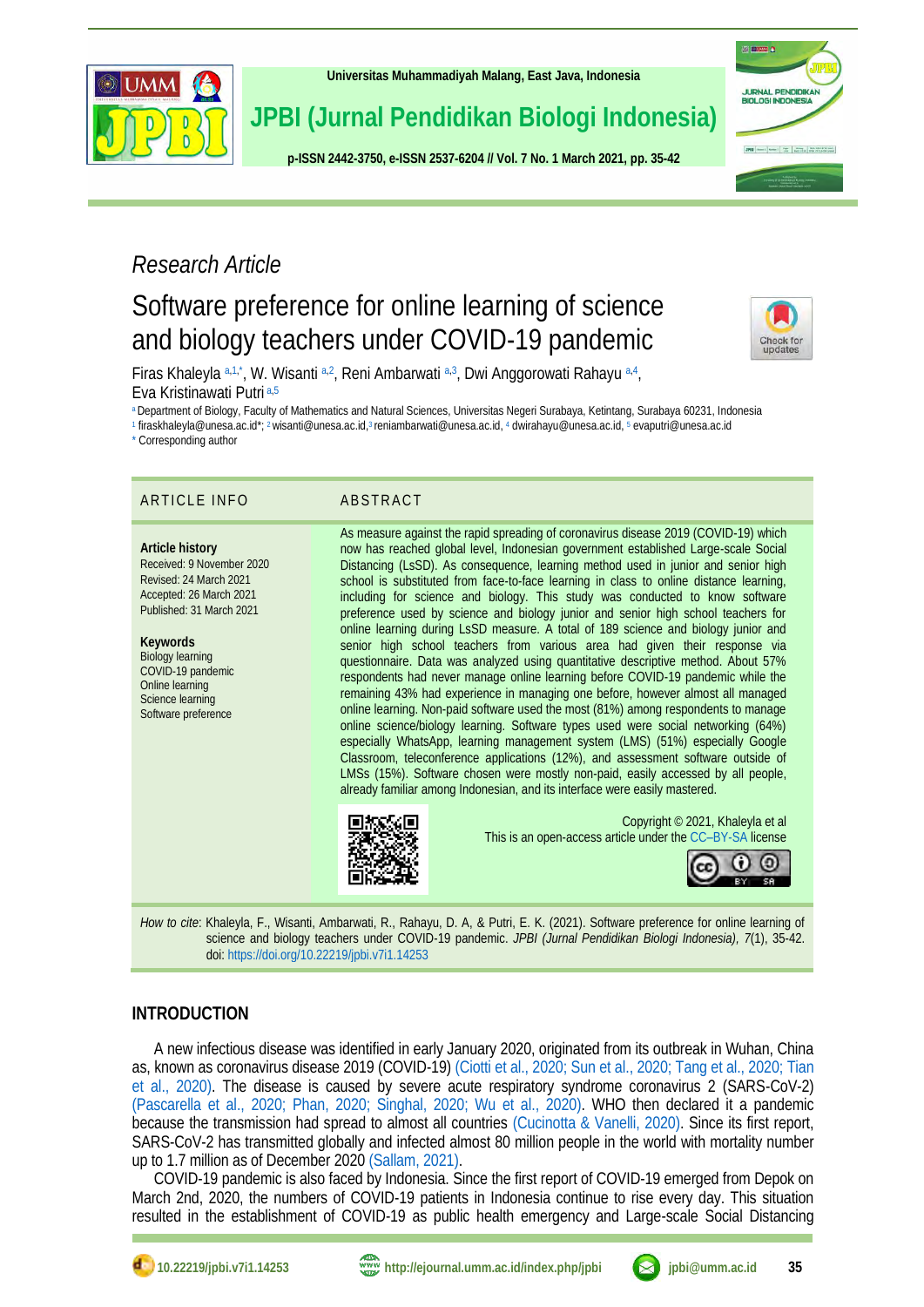*Research Article*

# Software preference for online learning of science and biology teachers under COVID-19 pandemic

Firas Khaleyla [a,1,*], W. Wisanti [a,2], Reni Ambarwati [a,3], Dwi Anggorowati Rahayu [a,4], Eva Kristinawati Putri [a,5]

[a] Department of Biology, Faculty of Mathematics and Natural Sciences, Universitas Negeri Surabaya, Ketintang, Surabaya 60231, Indonesia
[1] firaskhaleyla@unesa.ac.id*; [2] wisanti@unesa.ac.id, [3] reniambarwati@unesa.ac.id, [4] dwirahayu@unesa.ac.id, [5] evaputri@unesa.ac.id
* Corresponding author

## ARTICLE INFO

**Article history**
Received: 9 November 2020
Revised: 24 March 2021
Accepted: 26 March 2021
Published: 31 March 2021

**Keywords**
Biology learning
COVID-19 pandemic
Online learning
Science learning
Software preference

## ABSTRACT

As measure against the rapid spreading of coronavirus disease 2019 (COVID-19) which now has reached global level, Indonesian government established Large-scale Social Distancing (LsSD). As consequence, learning method used in junior and senior high school is substituted from face-to-face learning in class to online distance learning, including for science and biology. This study was conducted to know software preference used by science and biology junior and senior high school teachers for online learning during LsSD measure. A total of 189 science and biology junior and senior high school teachers from various area had given their response via questionnaire. Data was analyzed using quantitative descriptive method. About 57% respondents had never manage online learning before COVID-19 pandemic while the remaining 43% had experience in managing one before, however almost all managed online learning. Non-paid software used the most (81%) among respondents to manage online science/biology learning. Software types used were social networking (64%) especially WhatsApp, learning management system (LMS) (51%) especially Google Classroom, teleconference applications (12%), and assessment software outside of LMSs (15%). Software chosen were mostly non-paid, easily accessed by all people, already familiar among Indonesian, and its interface were easily mastered.

Copyright © 2021, Khaleyla et al
This is an open-access article under the CC–BY-SA license

*How to cite*: Khaleyla, F., Wisanti, Ambarwati, R., Rahayu, D. A, & Putri, E. K. (2021). Software preference for online learning of science and biology teachers under COVID-19 pandemic. *JPBI (Jurnal Pendidikan Biologi Indonesia), 7*(1), 35-42. doi: https://doi.org/10.22219/jpbi.v7i1.14253

## INTRODUCTION

A new infectious disease was identified in early January 2020, originated from its outbreak in Wuhan, China as, known as coronavirus disease 2019 (COVID-19) (Ciotti et al., 2020; Sun et al., 2020; Tang et al., 2020; Tian et al., 2020). The disease is caused by severe acute respiratory syndrome coronavirus 2 (SARS-CoV-2) (Pascarella et al., 2020; Phan, 2020; Singhal, 2020; Wu et al., 2020). WHO then declared it a pandemic because the transmission had spread to almost all countries (Cucinotta & Vanelli, 2020). Since its first report, SARS-CoV-2 has transmitted globally and infected almost 80 million people in the world with mortality number up to 1.7 million as of December 2020 (Sallam, 2021).

COVID-19 pandemic is also faced by Indonesia. Since the first report of COVID-19 emerged from Depok on March 2nd, 2020, the numbers of COVID-19 patients in Indonesia continue to rise every day. This situation resulted in the establishment of COVID-19 as public health emergency and Large-scale Social Distancing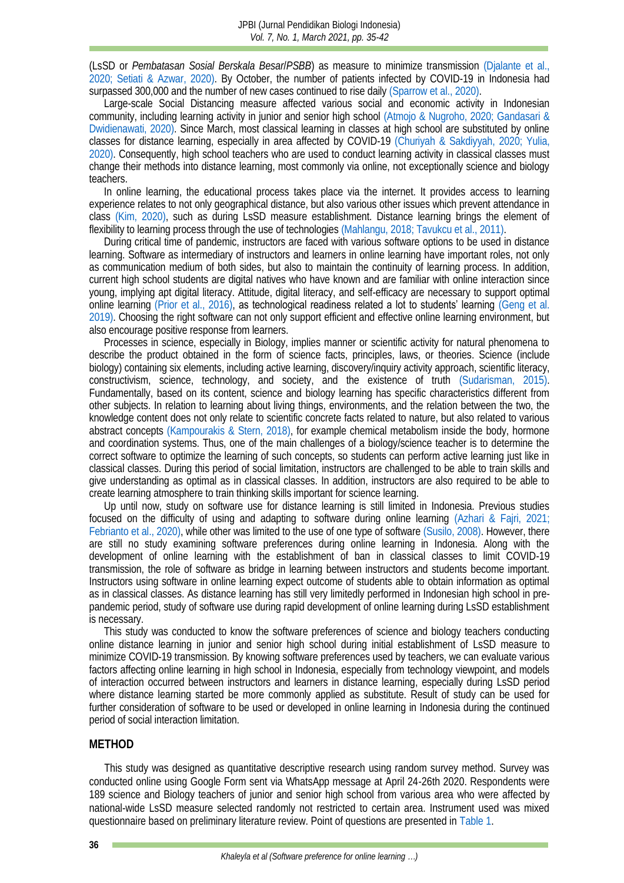(LsSD or *Pembatasan Sosial Berskala Besar/PSBB*) as measure to minimize transmission (Djalante et al., 2020; Setiati & Azwar, 2020). By October, the number of patients infected by COVID-19 in Indonesia had surpassed 300,000 and the number of new cases continued to rise daily (Sparrow et al., 2020).

Large-scale Social Distancing measure affected various social and economic activity in Indonesian community, including learning activity in junior and senior high school (Atmojo & Nugroho, 2020; Gandasari & Dwidienawati, 2020). Since March, most classical learning in classes at high school are substituted by online classes for distance learning, especially in area affected by COVID-19 (Churiyah & Sakdiyyah, 2020; Yulia, 2020). Consequently, high school teachers who are used to conduct learning activity in classical classes must change their methods into distance learning, most commonly via online, not exceptionally science and biology teachers.

In online learning, the educational process takes place via the internet. It provides access to learning experience relates to not only geographical distance, but also various other issues which prevent attendance in class (Kim, 2020), such as during LsSD measure establishment. Distance learning brings the element of flexibility to learning process through the use of technologies (Mahlangu, 2018; Tavukcu et al., 2011).

During critical time of pandemic, instructors are faced with various software options to be used in distance learning. Software as intermediary of instructors and learners in online learning have important roles, not only as communication medium of both sides, but also to maintain the continuity of learning process. In addition, current high school students are digital natives who have known and are familiar with online interaction since young, implying apt digital literacy. Attitude, digital literacy, and self-efficacy are necessary to support optimal online learning (Prior et al., 2016), as technological readiness related a lot to students' learning (Geng et al. 2019). Choosing the right software can not only support efficient and effective online learning environment, but also encourage positive response from learners.

Processes in science, especially in Biology, implies manner or scientific activity for natural phenomena to describe the product obtained in the form of science facts, principles, laws, or theories. Science (include biology) containing six elements, including active learning, discovery/inquiry activity approach, scientific literacy, constructivism, science, technology, and society, and the existence of truth (Sudarisman, 2015). Fundamentally, based on its content, science and biology learning has specific characteristics different from other subjects. In relation to learning about living things, environments, and the relation between the two, the knowledge content does not only relate to scientific concrete facts related to nature, but also related to various abstract concepts (Kampourakis & Stern, 2018), for example chemical metabolism inside the body, hormone and coordination systems. Thus, one of the main challenges of a biology/science teacher is to determine the correct software to optimize the learning of such concepts, so students can perform active learning just like in classical classes. During this period of social limitation, instructors are challenged to be able to train skills and give understanding as optimal as in classical classes. In addition, instructors are also required to be able to create learning atmosphere to train thinking skills important for science learning.

Up until now, study on software use for distance learning is still limited in Indonesia. Previous studies focused on the difficulty of using and adapting to software during online learning (Azhari & Fajri, 2021; Febrianto et al., 2020), while other was limited to the use of one type of software (Susilo, 2008). However, there are still no study examining software preferences during online learning in Indonesia. Along with the development of online learning with the establishment of ban in classical classes to limit COVID-19 transmission, the role of software as bridge in learning between instructors and students become important. Instructors using software in online learning expect outcome of students able to obtain information as optimal as in classical classes. As distance learning has still very limitedly performed in Indonesian high school in pre-pandemic period, study of software use during rapid development of online learning during LsSD establishment is necessary.

This study was conducted to know the software preferences of science and biology teachers conducting online distance learning in junior and senior high school during initial establishment of LsSD measure to minimize COVID-19 transmission. By knowing software preferences used by teachers, we can evaluate various factors affecting online learning in high school in Indonesia, especially from technology viewpoint, and models of interaction occurred between instructors and learners in distance learning, especially during LsSD period where distance learning started be more commonly applied as substitute. Result of study can be used for further consideration of software to be used or developed in online learning in Indonesia during the continued period of social interaction limitation.

## METHOD

This study was designed as quantitative descriptive research using random survey method. Survey was conducted online using Google Form sent via WhatsApp message at April 24-26th 2020. Respondents were 189 science and Biology teachers of junior and senior high school from various area who were affected by national-wide LsSD measure selected randomly not restricted to certain area. Instrument used was mixed questionnaire based on preliminary literature review. Point of questions are presented in Table 1.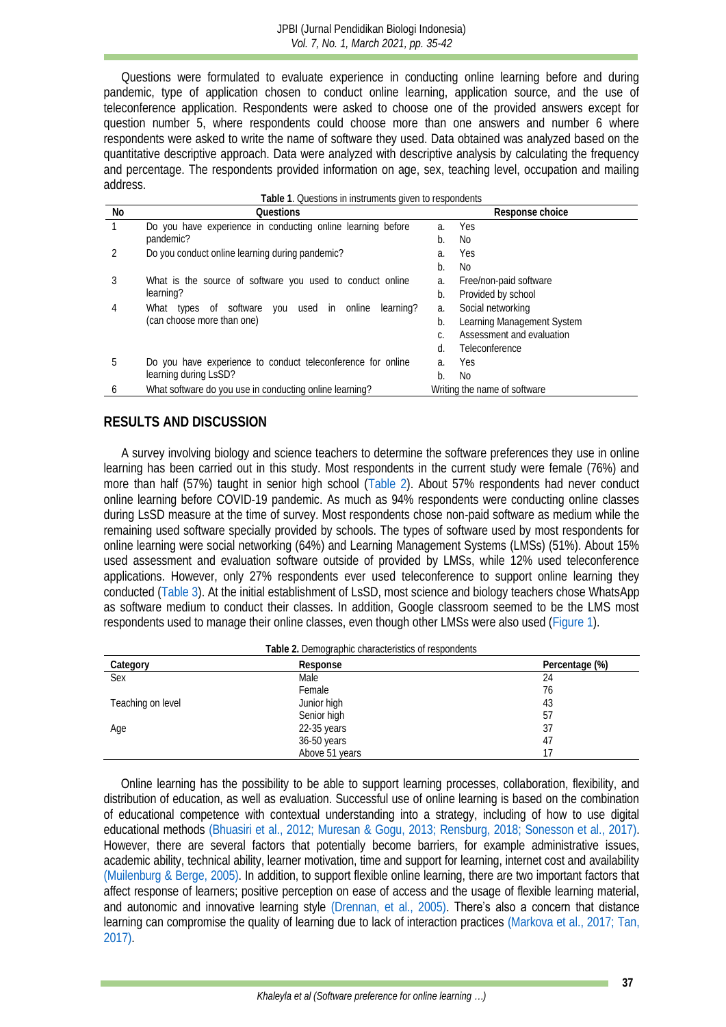Questions were formulated to evaluate experience in conducting online learning before and during pandemic, type of application chosen to conduct online learning, application source, and the use of teleconference application. Respondents were asked to choose one of the provided answers except for question number 5, where respondents could choose more than one answers and number 6 where respondents were asked to write the name of software they used. Data obtained was analyzed based on the quantitative descriptive approach. Data were analyzed with descriptive analysis by calculating the frequency and percentage. The respondents provided information on age, sex, teaching level, occupation and mailing address.

**Table 1**. Questions in instruments given to respondents

| No | Questions | Response choice |
|---|---|---|
| 1 | Do you have experience in conducting online learning before pandemic? | a. Yes<br>b. No |
| 2 | Do you conduct online learning during pandemic? | a. Yes<br>b. No |
| 3 | What is the source of software you used to conduct online learning? | a. Free/non-paid software<br>b. Provided by school |
| 4 | What types of software you used in online learning? (can choose more than one) | a. Social networking<br>b. Learning Management System<br>c. Assessment and evaluation<br>d. Teleconference |
| 5 | Do you have experience to conduct teleconference for online learning during LsSD? | a. Yes<br>b. No |
| 6 | What software do you use in conducting online learning? | Writing the name of software |

## RESULTS AND DISCUSSION

A survey involving biology and science teachers to determine the software preferences they use in online learning has been carried out in this study. Most respondents in the current study were female (76%) and more than half (57%) taught in senior high school (Table 2). About 57% respondents had never conduct online learning before COVID-19 pandemic. As much as 94% respondents were conducting online classes during LsSD measure at the time of survey. Most respondents chose non-paid software as medium while the remaining used software specially provided by schools. The types of software used by most respondents for online learning were social networking (64%) and Learning Management Systems (LMSs) (51%). About 15% used assessment and evaluation software outside of provided by LMSs, while 12% used teleconference applications. However, only 27% respondents ever used teleconference to support online learning they conducted (Table 3). At the initial establishment of LsSD, most science and biology teachers chose WhatsApp as software medium to conduct their classes. In addition, Google classroom seemed to be the LMS most respondents used to manage their online classes, even though other LMSs were also used (Figure 1).

**Table 2.** Demographic characteristics of respondents

| Category | Response | Percentage (%) |
|---|---|---|
| Sex | Male | 24 |
| | Female | 76 |
| Teaching on level | Junior high | 43 |
| | Senior high | 57 |
| Age | 22-35 years | 37 |
| | 36-50 years | 47 |
| | Above 51 years | 17 |

Online learning has the possibility to be able to support learning processes, collaboration, flexibility, and distribution of education, as well as evaluation. Successful use of online learning is based on the combination of educational competence with contextual understanding into a strategy, including of how to use digital educational methods (Bhuasiri et al., 2012; Muresan & Gogu, 2013; Rensburg, 2018; Sonesson et al., 2017). However, there are several factors that potentially become barriers, for example administrative issues, academic ability, technical ability, learner motivation, time and support for learning, internet cost and availability (Muilenburg & Berge, 2005). In addition, to support flexible online learning, there are two important factors that affect response of learners; positive perception on ease of access and the usage of flexible learning material, and autonomic and innovative learning style (Drennan, et al., 2005). There's also a concern that distance learning can compromise the quality of learning due to lack of interaction practices (Markova et al., 2017; Tan, 2017).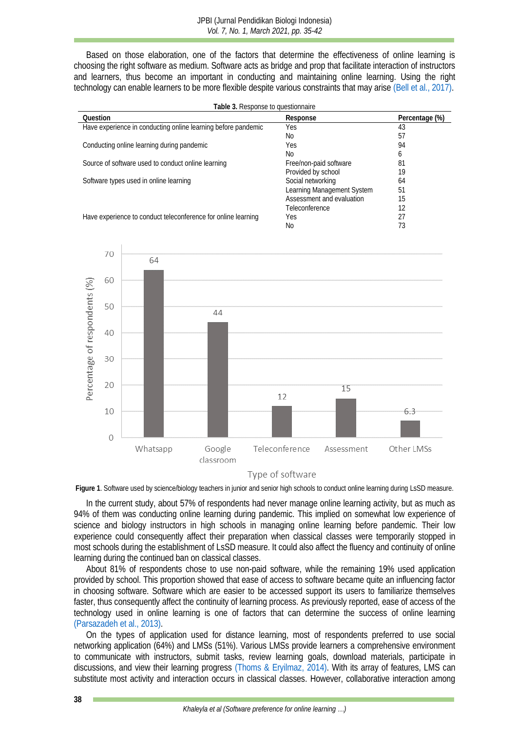Based on those elaboration, one of the factors that determine the effectiveness of online learning is choosing the right software as medium. Software acts as bridge and prop that facilitate interaction of instructors and learners, thus become an important in conducting and maintaining online learning. Using the right technology can enable learners to be more flexible despite various constraints that may arise (Bell et al., 2017).

**Table 3.** Response to questionnaire

| Question | Response | Percentage (%) |
|---|---|---|
| Have experience in conducting online learning before pandemic | Yes | 43 |
| | No | 57 |
| Conducting online learning during pandemic | Yes | 94 |
| | No | 6 |
| Source of software used to conduct online learning | Free/non-paid software | 81 |
| | Provided by school | 19 |
| Software types used in online learning | Social networking | 64 |
| | Learning Management System | 51 |
| | Assessment and evaluation | 15 |
| | Teleconference | 12 |
| Have experience to conduct teleconference for online learning | Yes | 27 |
| | No | 73 |

**Figure 1**. Software used by science/biology teachers in junior and senior high schools to conduct online learning during LsSD measure.

In the current study, about 57% of respondents had never manage online learning activity, but as much as 94% of them was conducting online learning during pandemic. This implied on somewhat low experience of science and biology instructors in high schools in managing online learning before pandemic. Their low experience could consequently affect their preparation when classical classes were temporarily stopped in most schools during the establishment of LsSD measure. It could also affect the fluency and continuity of online learning during the continued ban on classical classes.

About 81% of respondents chose to use non-paid software, while the remaining 19% used application provided by school. This proportion showed that ease of access to software became quite an influencing factor in choosing software. Software which are easier to be accessed support its users to familiarize themselves faster, thus consequently affect the continuity of learning process. As previously reported, ease of access of the technology used in online learning is one of factors that can determine the success of online learning (Parsazadeh et al., 2013).

On the types of application used for distance learning, most of respondents preferred to use social networking application (64%) and LMSs (51%). Various LMSs provide learners a comprehensive environment to communicate with instructors, submit tasks, review learning goals, download materials, participate in discussions, and view their learning progress (Thoms & Eryilmaz, 2014). With its array of features, LMS can substitute most activity and interaction occurs in classical classes. However, collaborative interaction among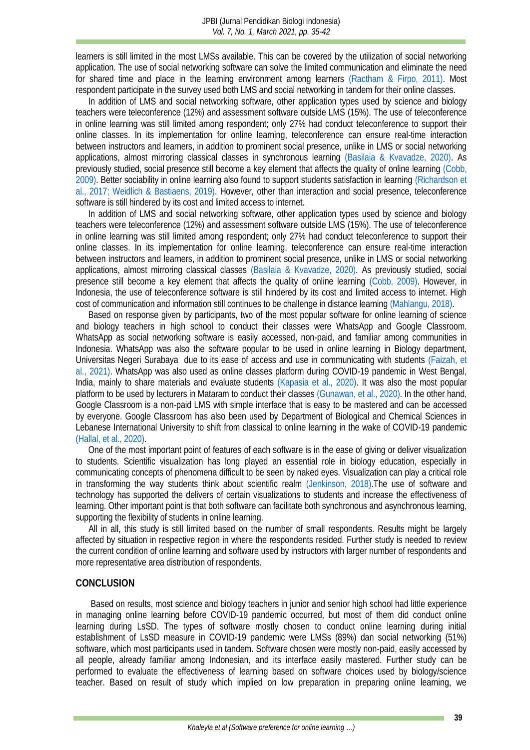learners is still limited in the most LMSs available. This can be covered by the utilization of social networking application. The use of social networking software can solve the limited communication and eliminate the need for shared time and place in the learning environment among learners (Ractham & Firpo, 2011). Most respondent participate in the survey used both LMS and social networking in tandem for their online classes.

In addition of LMS and social networking software, other application types used by science and biology teachers were teleconference (12%) and assessment software outside LMS (15%). The use of teleconference in online learning was still limited among respondent; only 27% had conduct teleconference to support their online classes. In its implementation for online learning, teleconference can ensure real-time interaction between instructors and learners, in addition to prominent social presence, unlike in LMS or social networking applications, almost mirroring classical classes in synchronous learning (Basilaia & Kvavadze, 2020). As previously studied, social presence still become a key element that affects the quality of online learning (Cobb, 2009). Better sociability in online learning also found to support students satisfaction in learning (Richardson et al., 2017; Weidlich & Bastiaens, 2019). However, other than interaction and social presence, teleconference software is still hindered by its cost and limited access to internet.

In addition of LMS and social networking software, other application types used by science and biology teachers were teleconference (12%) and assessment software outside LMS (15%). The use of teleconference in online learning was still limited among respondent; only 27% had conduct teleconference to support their online classes. In its implementation for online learning, teleconference can ensure real-time interaction between instructors and learners, in addition to prominent social presence, unlike in LMS or social networking applications, almost mirroring classical classes (Basilaia & Kvavadze, 2020). As previously studied, social presence still become a key element that affects the quality of online learning (Cobb, 2009). However, in Indonesia, the use of teleconference software is still hindered by its cost and limited access to internet. High cost of communication and information still continues to be challenge in distance learning (Mahlangu, 2018).

Based on response given by participants, two of the most popular software for online learning of science and biology teachers in high school to conduct their classes were WhatsApp and Google Classroom. WhatsApp as social networking software is easily accessed, non-paid, and familiar among communities in Indonesia. WhatsApp was also the software popular to be used in online learning in Biology department, Universitas Negeri Surabaya due to its ease of access and use in communicating with students (Faizah, et al., 2021). WhatsApp was also used as online classes platform during COVID-19 pandemic in West Bengal, India, mainly to share materials and evaluate students (Kapasia et al., 2020). It was also the most popular platform to be used by lecturers in Mataram to conduct their classes (Gunawan, et al., 2020). In the other hand, Google Classroom is a non-paid LMS with simple interface that is easy to be mastered and can be accessed by everyone. Google Classroom has also been used by Department of Biological and Chemical Sciences in Lebanese International University to shift from classical to online learning in the wake of COVID-19 pandemic (Hallal, et al., 2020).

One of the most important point of features of each software is in the ease of giving or deliver visualization to students. Scientific visualization has long played an essential role in biology education, especially in communicating concepts of phenomena difficult to be seen by naked eyes. Visualization can play a critical role in transforming the way students think about scientific realm (Jenkinson, 2018).The use of software and technology has supported the delivers of certain visualizations to students and increase the effectiveness of learning. Other important point is that both software can facilitate both synchronous and asynchronous learning, supporting the flexibility of students in online learning.

All in all, this study is still limited based on the number of small respondents. Results might be largely affected by situation in respective region in where the respondents resided. Further study is needed to review the current condition of online learning and software used by instructors with larger number of respondents and more representative area distribution of respondents.

## CONCLUSION

Based on results, most science and biology teachers in junior and senior high school had little experience in managing online learning before COVID-19 pandemic occurred, but most of them did conduct online learning during LsSD. The types of software mostly chosen to conduct online learning during initial establishment of LsSD measure in COVID-19 pandemic were LMSs (89%) dan social networking (51%) software, which most participants used in tandem. Software chosen were mostly non-paid, easily accessed by all people, already familiar among Indonesian, and its interface easily mastered. Further study can be performed to evaluate the effectiveness of learning based on software choices used by biology/science teacher. Based on result of study which implied on low preparation in preparing online learning, we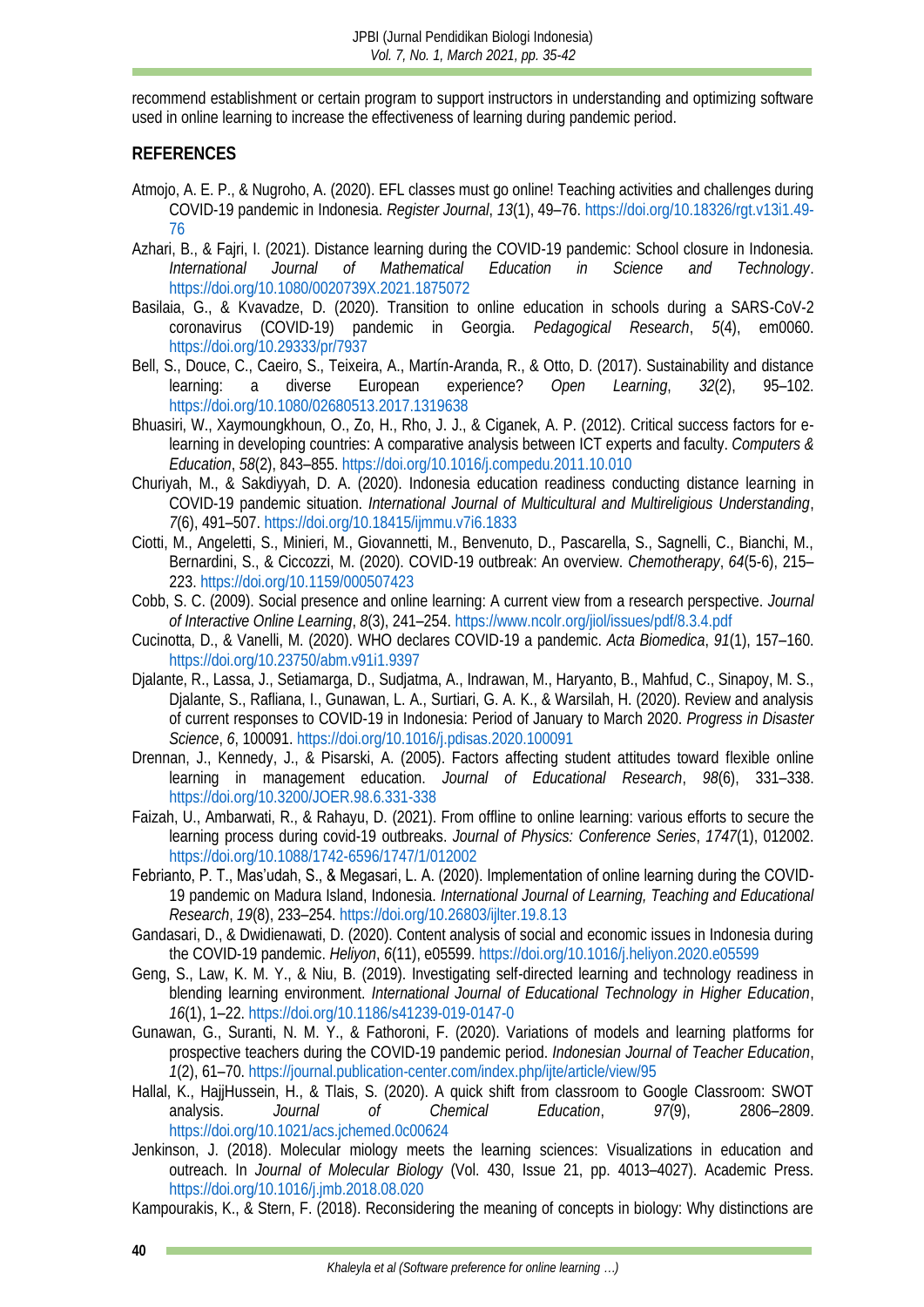recommend establishment or certain program to support instructors in understanding and optimizing software used in online learning to increase the effectiveness of learning during pandemic period.

## REFERENCES

Atmojo, A. E. P., & Nugroho, A. (2020). EFL classes must go online! Teaching activities and challenges during COVID-19 pandemic in Indonesia. *Register Journal*, *13*(1), 49–76. https://doi.org/10.18326/rgt.v13i1.49-76

Azhari, B., & Fajri, I. (2021). Distance learning during the COVID-19 pandemic: School closure in Indonesia. *International Journal of Mathematical Education in Science and Technology*. https://doi.org/10.1080/0020739X.2021.1875072

Basilaia, G., & Kvavadze, D. (2020). Transition to online education in schools during a SARS-CoV-2 coronavirus (COVID-19) pandemic in Georgia. *Pedagogical Research*, *5*(4), em0060. https://doi.org/10.29333/pr/7937

Bell, S., Douce, C., Caeiro, S., Teixeira, A., Martín-Aranda, R., & Otto, D. (2017). Sustainability and distance learning: a diverse European experience? *Open Learning*, *32*(2), 95–102. https://doi.org/10.1080/02680513.2017.1319638

Bhuasiri, W., Xaymoungkhoun, O., Zo, H., Rho, J. J., & Ciganek, A. P. (2012). Critical success factors for e-learning in developing countries: A comparative analysis between ICT experts and faculty. *Computers & Education*, *58*(2), 843–855. https://doi.org/10.1016/j.compedu.2011.10.010

Churiyah, M., & Sakdiyyah, D. A. (2020). Indonesia education readiness conducting distance learning in COVID-19 pandemic situation. *International Journal of Multicultural and Multireligious Understanding*, *7*(6), 491–507. https://doi.org/10.18415/ijmmu.v7i6.1833

Ciotti, M., Angeletti, S., Minieri, M., Giovannetti, M., Benvenuto, D., Pascarella, S., Sagnelli, C., Bianchi, M., Bernardini, S., & Ciccozzi, M. (2020). COVID-19 outbreak: An overview. *Chemotherapy*, *64*(5-6), 215–223. https://doi.org/10.1159/000507423

Cobb, S. C. (2009). Social presence and online learning: A current view from a research perspective. *Journal of Interactive Online Learning*, *8*(3), 241–254. https://www.ncolr.org/jiol/issues/pdf/8.3.4.pdf

Cucinotta, D., & Vanelli, M. (2020). WHO declares COVID-19 a pandemic. *Acta Biomedica*, *91*(1), 157–160. https://doi.org/10.23750/abm.v91i1.9397

Djalante, R., Lassa, J., Setiamarga, D., Sudjatma, A., Indrawan, M., Haryanto, B., Mahfud, C., Sinapoy, M. S., Djalante, S., Rafliana, I., Gunawan, L. A., Surtiari, G. A. K., & Warsilah, H. (2020). Review and analysis of current responses to COVID-19 in Indonesia: Period of January to March 2020. *Progress in Disaster Science*, *6*, 100091. https://doi.org/10.1016/j.pdisas.2020.100091

Drennan, J., Kennedy, J., & Pisarski, A. (2005). Factors affecting student attitudes toward flexible online learning in management education. *Journal of Educational Research*, *98*(6), 331–338. https://doi.org/10.3200/JOER.98.6.331-338

Faizah, U., Ambarwati, R., & Rahayu, D. (2021). From offline to online learning: various efforts to secure the learning process during covid-19 outbreaks. *Journal of Physics: Conference Series*, *1747*(1), 012002. https://doi.org/10.1088/1742-6596/1747/1/012002

Febrianto, P. T., Mas'udah, S., & Megasari, L. A. (2020). Implementation of online learning during the COVID-19 pandemic on Madura Island, Indonesia. *International Journal of Learning, Teaching and Educational Research*, *19*(8), 233–254. https://doi.org/10.26803/ijlter.19.8.13

Gandasari, D., & Dwidienawati, D. (2020). Content analysis of social and economic issues in Indonesia during the COVID-19 pandemic. *Heliyon*, *6*(11), e05599. https://doi.org/10.1016/j.heliyon.2020.e05599

Geng, S., Law, K. M. Y., & Niu, B. (2019). Investigating self-directed learning and technology readiness in blending learning environment. *International Journal of Educational Technology in Higher Education*, *16*(1), 1–22. https://doi.org/10.1186/s41239-019-0147-0

Gunawan, G., Suranti, N. M. Y., & Fathoroni, F. (2020). Variations of models and learning platforms for prospective teachers during the COVID-19 pandemic period. *Indonesian Journal of Teacher Education*, *1*(2), 61–70. https://journal.publication-center.com/index.php/ijte/article/view/95

Hallal, K., HajjHussein, H., & Tlais, S. (2020). A quick shift from classroom to Google Classroom: SWOT analysis. *Journal of Chemical Education*, *97*(9), 2806–2809. https://doi.org/10.1021/acs.jchemed.0c00624

Jenkinson, J. (2018). Molecular miology meets the learning sciences: Visualizations in education and outreach. In *Journal of Molecular Biology* (Vol. 430, Issue 21, pp. 4013–4027). Academic Press. https://doi.org/10.1016/j.jmb.2018.08.020

Kampourakis, K., & Stern, F. (2018). Reconsidering the meaning of concepts in biology: Why distinctions are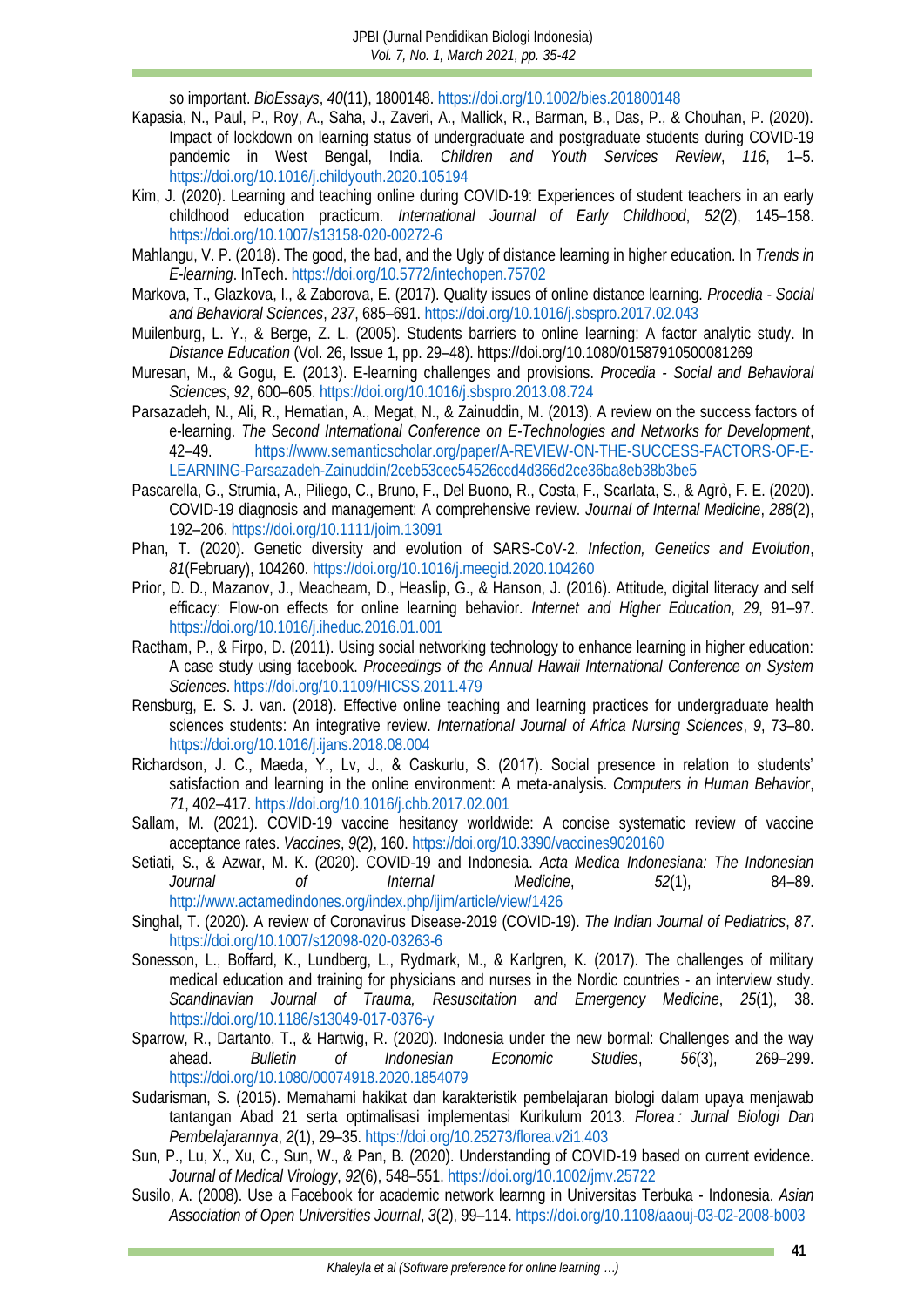so important. *BioEssays*, *40*(11), 1800148. https://doi.org/10.1002/bies.201800148

Kapasia, N., Paul, P., Roy, A., Saha, J., Zaveri, A., Mallick, R., Barman, B., Das, P., & Chouhan, P. (2020). Impact of lockdown on learning status of undergraduate and postgraduate students during COVID-19 pandemic in West Bengal, India. *Children and Youth Services Review*, *116*, 1–5. https://doi.org/10.1016/j.childyouth.2020.105194

Kim, J. (2020). Learning and teaching online during COVID-19: Experiences of student teachers in an early childhood education practicum. *International Journal of Early Childhood*, *52*(2), 145–158. https://doi.org/10.1007/s13158-020-00272-6

Mahlangu, V. P. (2018). The good, the bad, and the Ugly of distance learning in higher education. In *Trends in E-learning*. InTech. https://doi.org/10.5772/intechopen.75702

Markova, T., Glazkova, I., & Zaborova, E. (2017). Quality issues of online distance learning. *Procedia - Social and Behavioral Sciences*, *237*, 685–691. https://doi.org/10.1016/j.sbspro.2017.02.043

Muilenburg, L. Y., & Berge, Z. L. (2005). Students barriers to online learning: A factor analytic study. In *Distance Education* (Vol. 26, Issue 1, pp. 29–48). https://doi.org/10.1080/01587910500081269

Muresan, M., & Gogu, E. (2013). E-learning challenges and provisions. *Procedia - Social and Behavioral Sciences*, *92*, 600–605. https://doi.org/10.1016/j.sbspro.2013.08.724

Parsazadeh, N., Ali, R., Hematian, A., Megat, N., & Zainuddin, M. (2013). A review on the success factors of e-learning. *The Second International Conference on E-Technologies and Networks for Development*, 42–49. https://www.semanticscholar.org/paper/A-REVIEW-ON-THE-SUCCESS-FACTORS-OF-E-LEARNING-Parsazadeh-Zainuddin/2ceb53cec54526ccd4d366d2ce36ba8eb38b3be5

Pascarella, G., Strumia, A., Piliego, C., Bruno, F., Del Buono, R., Costa, F., Scarlata, S., & Agrò, F. E. (2020). COVID-19 diagnosis and management: A comprehensive review. *Journal of Internal Medicine*, *288*(2), 192–206. https://doi.org/10.1111/joim.13091

Phan, T. (2020). Genetic diversity and evolution of SARS-CoV-2. *Infection, Genetics and Evolution*, *81*(February), 104260. https://doi.org/10.1016/j.meegid.2020.104260

Prior, D. D., Mazanov, J., Meacheam, D., Heaslip, G., & Hanson, J. (2016). Attitude, digital literacy and self efficacy: Flow-on effects for online learning behavior. *Internet and Higher Education*, *29*, 91–97. https://doi.org/10.1016/j.iheduc.2016.01.001

Ractham, P., & Firpo, D. (2011). Using social networking technology to enhance learning in higher education: A case study using facebook. *Proceedings of the Annual Hawaii International Conference on System Sciences*. https://doi.org/10.1109/HICSS.2011.479

Rensburg, E. S. J. van. (2018). Effective online teaching and learning practices for undergraduate health sciences students: An integrative review. *International Journal of Africa Nursing Sciences*, *9*, 73–80. https://doi.org/10.1016/j.ijans.2018.08.004

Richardson, J. C., Maeda, Y., Lv, J., & Caskurlu, S. (2017). Social presence in relation to students' satisfaction and learning in the online environment: A meta-analysis. *Computers in Human Behavior*, *71*, 402–417. https://doi.org/10.1016/j.chb.2017.02.001

Sallam, M. (2021). COVID-19 vaccine hesitancy worldwide: A concise systematic review of vaccine acceptance rates. *Vaccines*, *9*(2), 160. https://doi.org/10.3390/vaccines9020160

Setiati, S., & Azwar, M. K. (2020). COVID-19 and Indonesia. *Acta Medica Indonesiana: The Indonesian Journal of Internal Medicine*, *52*(1), 84–89. http://www.actamedindones.org/index.php/ijim/article/view/1426

Singhal, T. (2020). A review of Coronavirus Disease-2019 (COVID-19). *The Indian Journal of Pediatrics*, *87*. https://doi.org/10.1007/s12098-020-03263-6

Sonesson, L., Boffard, K., Lundberg, L., Rydmark, M., & Karlgren, K. (2017). The challenges of military medical education and training for physicians and nurses in the Nordic countries - an interview study. *Scandinavian Journal of Trauma, Resuscitation and Emergency Medicine*, *25*(1), 38. https://doi.org/10.1186/s13049-017-0376-y

Sparrow, R., Dartanto, T., & Hartwig, R. (2020). Indonesia under the new bormal: Challenges and the way ahead. *Bulletin of Indonesian Economic Studies*, *56*(3), 269–299. https://doi.org/10.1080/00074918.2020.1854079

Sudarisman, S. (2015). Memahami hakikat dan karakteristik pembelajaran biologi dalam upaya menjawab tantangan Abad 21 serta optimalisasi implementasi Kurikulum 2013. *Florea : Jurnal Biologi Dan Pembelajarannya*, *2*(1), 29–35. https://doi.org/10.25273/florea.v2i1.403

Sun, P., Lu, X., Xu, C., Sun, W., & Pan, B. (2020). Understanding of COVID-19 based on current evidence. *Journal of Medical Virology*, *92*(6), 548–551. https://doi.org/10.1002/jmv.25722

Susilo, A. (2008). Use a Facebook for academic network learnng in Universitas Terbuka - Indonesia. *Asian Association of Open Universities Journal*, *3*(2), 99–114. https://doi.org/10.1108/aaouj-03-02-2008-b003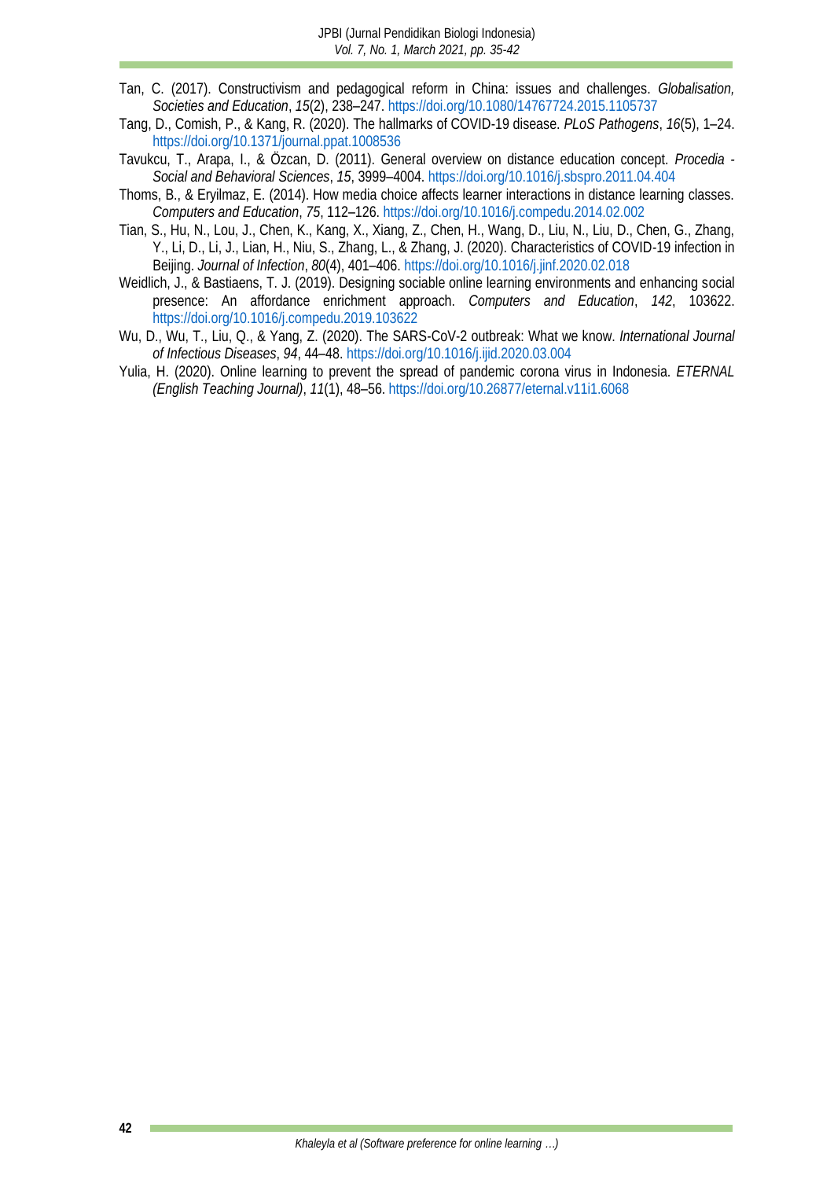Tan, C. (2017). Constructivism and pedagogical reform in China: issues and challenges. *Globalisation, Societies and Education*, *15*(2), 238–247. https://doi.org/10.1080/14767724.2015.1105737

Tang, D., Comish, P., & Kang, R. (2020). The hallmarks of COVID-19 disease. *PLoS Pathogens*, *16*(5), 1–24. https://doi.org/10.1371/journal.ppat.1008536

Tavukcu, T., Arapa, I., & Özcan, D. (2011). General overview on distance education concept. *Procedia - Social and Behavioral Sciences*, *15*, 3999–4004. https://doi.org/10.1016/j.sbspro.2011.04.404

Thoms, B., & Eryilmaz, E. (2014). How media choice affects learner interactions in distance learning classes. *Computers and Education*, *75*, 112–126. https://doi.org/10.1016/j.compedu.2014.02.002

Tian, S., Hu, N., Lou, J., Chen, K., Kang, X., Xiang, Z., Chen, H., Wang, D., Liu, N., Liu, D., Chen, G., Zhang, Y., Li, D., Li, J., Lian, H., Niu, S., Zhang, L., & Zhang, J. (2020). Characteristics of COVID-19 infection in Beijing. *Journal of Infection*, *80*(4), 401–406. https://doi.org/10.1016/j.jinf.2020.02.018

Weidlich, J., & Bastiaens, T. J. (2019). Designing sociable online learning environments and enhancing social presence: An affordance enrichment approach. *Computers and Education*, *142*, 103622. https://doi.org/10.1016/j.compedu.2019.103622

Wu, D., Wu, T., Liu, Q., & Yang, Z. (2020). The SARS-CoV-2 outbreak: What we know. *International Journal of Infectious Diseases*, *94*, 44–48. https://doi.org/10.1016/j.ijid.2020.03.004

Yulia, H. (2020). Online learning to prevent the spread of pandemic corona virus in Indonesia. *ETERNAL (English Teaching Journal)*, *11*(1), 48–56. https://doi.org/10.26877/eternal.v11i1.6068